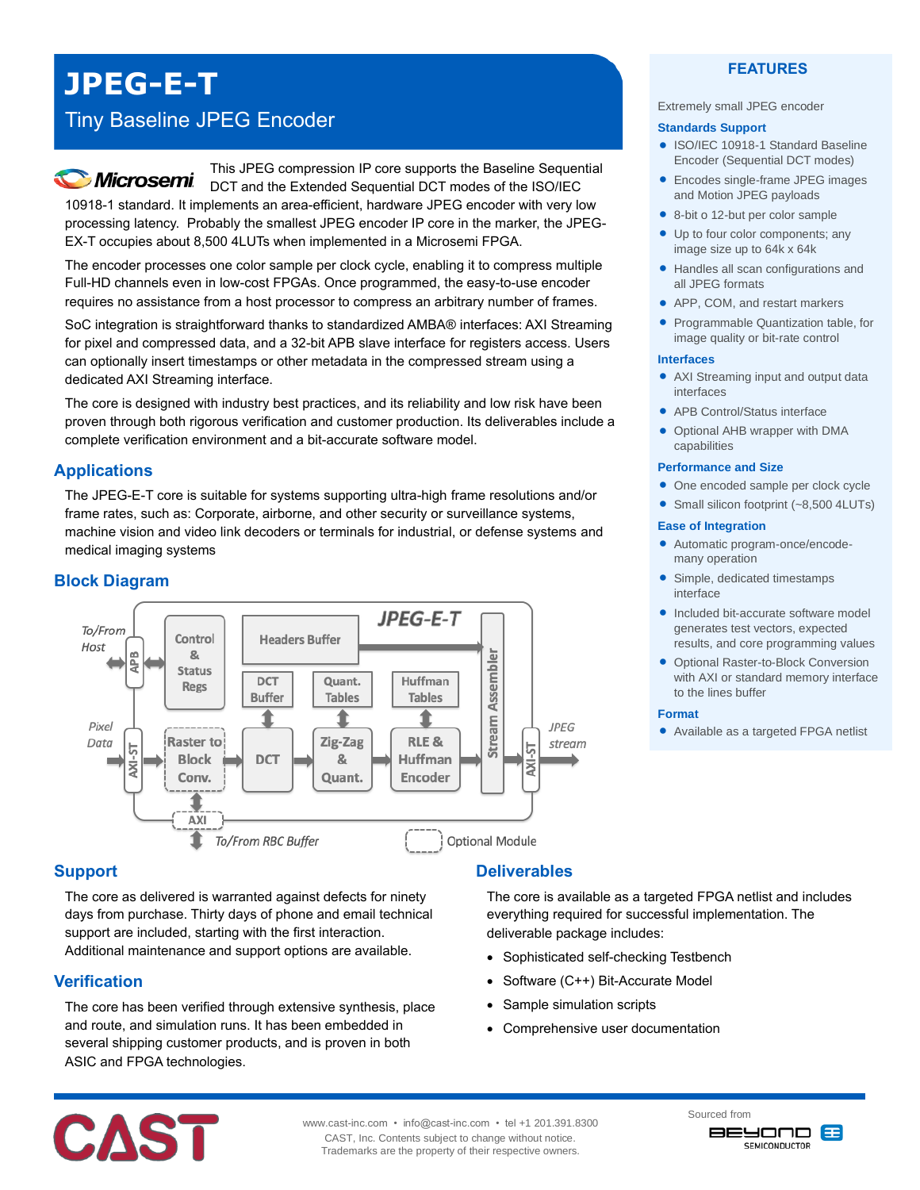# JPEG-E-T

## Tiny Baseline JPEG Encoder

Microsemi

This JPEG compression IP core supports the Baseline Sequential DCT and the Extended Sequential DCT modes of the ISO/IEC 10918-1 standard. It implements an area-efficient, hardware JPEG encoder with very low processing latency. Probably the smallest JPEG encoder IP core in the marker, the JPEG-EX-T occupies about 8,500 4LUTs when implemented in a Microsemi FPGA.

The encoder processes one color sample per clock cycle, enabling it to compress multiple Full-HD channels even in low-cost FPGAs. Once programmed, the easy-to-use encoder requires no assistance from a host processor to compress an arbitrary number of frames.

SoC integration is straightforward thanks to standardized AMBA® interfaces: AXI Streaming for pixel and compressed data, and a 32-bit APB slave interface for registers access. Users can optionally insert timestamps or other metadata in the compressed stream using a dedicated AXI Streaming interface.

The core is designed with industry best practices, and its reliability and low risk have been proven through both rigorous verification and customer production. Its deliverables include a complete verification environment and a bit-accurate software model.

## Applications

The JPEG-E-T core is suitable for systems supporting ultra-high frame resolutions and/or frame rates, such as: Corporate, airborne, and other security or surveillance systems, machine vision and video link decoders or terminals for industrial, or defense systems and medical imaging systems

## Block Diagram

JPEG-E-T

To/From Host — APB — Control & Status Regs

Headers Buffer

DCT Buffer — Quant. Tables — Huffman Tables

Pixel Data — AXI-ST — Raster to Block Conv. — DCT — Zig-Zag & Quant. — RLE & Huffman Encoder — Stream Assembler — AXI-ST — JPEG stream

AXI — To/From RBC Buffer

Optional Module

## Support

The core as delivered is warranted against defects for ninety days from purchase. Thirty days of phone and email technical support are included, starting with the first interaction. Additional maintenance and support options are available.

## Verification

The core has been verified through extensive synthesis, place and route, and simulation runs. It has been embedded in several shipping customer products, and is proven in both ASIC and FPGA technologies.

## Deliverables

The core is available as a targeted FPGA netlist and includes everything required for successful implementation. The deliverable package includes:

- Sophisticated self-checking Testbench
- Software (C++) Bit-Accurate Model
- Sample simulation scripts
- Comprehensive user documentation

## FEATURES

Extremely small JPEG encoder

### Standards Support

- ISO/IEC 10918-1 Standard Baseline Encoder (Sequential DCT modes)
- Encodes single-frame JPEG images and Motion JPEG payloads
- 8-bit o 12-but per color sample
- Up to four color components; any image size up to 64k x 64k
- Handles all scan configurations and all JPEG formats
- APP, COM, and restart markers
- Programmable Quantization table, for image quality or bit-rate control

### Interfaces

- AXI Streaming input and output data interfaces
- APB Control/Status interface
- Optional AHB wrapper with DMA capabilities

### Performance and Size

- One encoded sample per clock cycle
- Small silicon footprint (~8,500 4LUTs)

### Ease of Integration

- Automatic program-once/encode-many operation
- Simple, dedicated timestamps interface
- Included bit-accurate software model generates test vectors, expected results, and core programming values
- Optional Raster-to-Block Conversion with AXI or standard memory interface to the lines buffer

### Format

- Available as a targeted FPGA netlist

CAST

www.cast-inc.com • info@cast-inc.com • tel +1 201.391.8300
CAST, Inc. Contents subject to change without notice.
Trademarks are the property of their respective owners.

Sourced from BEYOND SEMICONDUCTOR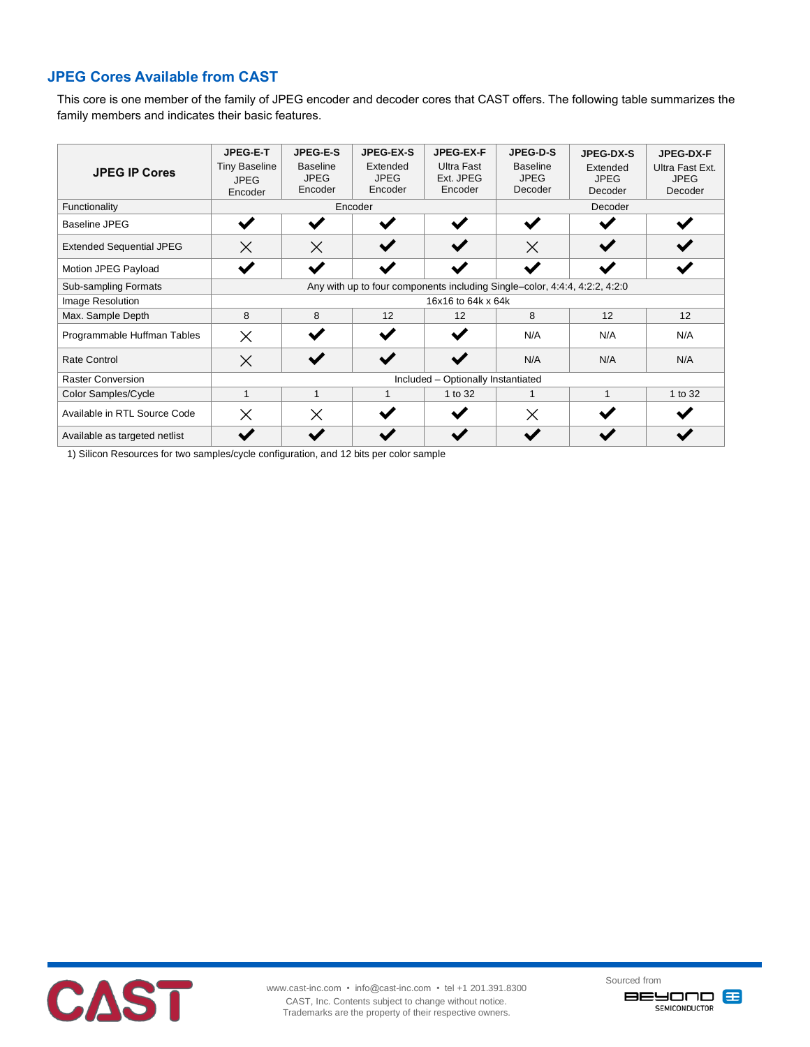## JPEG Cores Available from CAST

This core is one member of the family of JPEG encoder and decoder cores that CAST offers. The following table summarizes the family members and indicates their basic features.

| JPEG IP Cores | JPEG-E-T Tiny Baseline JPEG Encoder | JPEG-E-S Baseline JPEG Encoder | JPEG-EX-S Extended JPEG Encoder | JPEG-EX-F Ultra Fast Ext. JPEG Encoder | JPEG-D-S Baseline JPEG Decoder | JPEG-DX-S Extended JPEG Decoder | JPEG-DX-F Ultra Fast Ext. JPEG Decoder |
|---|---|---|---|---|---|---|---|
| Functionality | Encoder | | | | Decoder | | |
| Baseline JPEG | ✔ | ✔ | ✔ | ✔ | ✔ | ✔ | ✔ |
| Extended Sequential JPEG | ✕ | ✕ | ✔ | ✔ | ✕ | ✔ | ✔ |
| Motion JPEG Payload | ✔ | ✔ | ✔ | ✔ | ✔ | ✔ | ✔ |
| Sub-sampling Formats | Any with up to four components including Single–color, 4:4:4, 4:2:2, 4:2:0 | | | | | | |
| Image Resolution | 16x16 to 64k x 64k | | | | | | |
| Max. Sample Depth | 8 | 8 | 12 | 12 | 8 | 12 | 12 |
| Programmable Huffman Tables | ✕ | ✔ | ✔ | ✔ | N/A | N/A | N/A |
| Rate Control | ✕ | ✔ | ✔ | ✔ | N/A | N/A | N/A |
| Raster Conversion | Included – Optionally Instantiated | | | | | | |
| Color Samples/Cycle | 1 | 1 | 1 | 1 to 32 | 1 | 1 | 1 to 32 |
| Available in RTL Source Code | ✕ | ✕ | ✔ | ✔ | ✕ | ✔ | ✔ |
| Available as targeted netlist | ✔ | ✔ | ✔ | ✔ | ✔ | ✔ | ✔ |

1) Silicon Resources for two samples/cycle configuration, and 12 bits per color sample

www.cast-inc.com • info@cast-inc.com • tel +1 201.391.8300
CAST, Inc. Contents subject to change without notice.
Trademarks are the property of their respective owners.

Sourced from BEYOND SEMICONDUCTOR